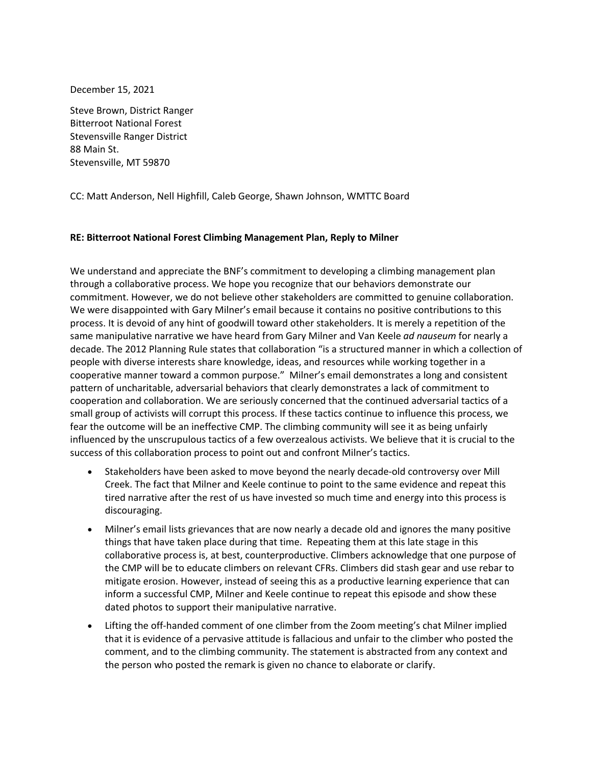December 15, 2021

Steve Brown, District Ranger
Bitterroot National Forest
Stevensville Ranger District
88 Main St.
Stevensville, MT 59870

CC: Matt Anderson, Nell Highfill, Caleb George, Shawn Johnson, WMTTC Board

**RE: Bitterroot National Forest Climbing Management Plan, Reply to Milner**

We understand and appreciate the BNF's commitment to developing a climbing management plan through a collaborative process. We hope you recognize that our behaviors demonstrate our commitment. However, we do not believe other stakeholders are committed to genuine collaboration. We were disappointed with Gary Milner's email because it contains no positive contributions to this process. It is devoid of any hint of goodwill toward other stakeholders. It is merely a repetition of the same manipulative narrative we have heard from Gary Milner and Van Keele *ad nauseum* for nearly a decade. The 2012 Planning Rule states that collaboration "is a structured manner in which a collection of people with diverse interests share knowledge, ideas, and resources while working together in a cooperative manner toward a common purpose." Milner's email demonstrates a long and consistent pattern of uncharitable, adversarial behaviors that clearly demonstrates a lack of commitment to cooperation and collaboration. We are seriously concerned that the continued adversarial tactics of a small group of activists will corrupt this process. If these tactics continue to influence this process, we fear the outcome will be an ineffective CMP. The climbing community will see it as being unfairly influenced by the unscrupulous tactics of a few overzealous activists. We believe that it is crucial to the success of this collaboration process to point out and confront Milner's tactics.

- Stakeholders have been asked to move beyond the nearly decade-old controversy over Mill Creek. The fact that Milner and Keele continue to point to the same evidence and repeat this tired narrative after the rest of us have invested so much time and energy into this process is discouraging.
- Milner's email lists grievances that are now nearly a decade old and ignores the many positive things that have taken place during that time. Repeating them at this late stage in this collaborative process is, at best, counterproductive. Climbers acknowledge that one purpose of the CMP will be to educate climbers on relevant CFRs. Climbers did stash gear and use rebar to mitigate erosion. However, instead of seeing this as a productive learning experience that can inform a successful CMP, Milner and Keele continue to repeat this episode and show these dated photos to support their manipulative narrative.
- Lifting the off-handed comment of one climber from the Zoom meeting's chat Milner implied that it is evidence of a pervasive attitude is fallacious and unfair to the climber who posted the comment, and to the climbing community. The statement is abstracted from any context and the person who posted the remark is given no chance to elaborate or clarify.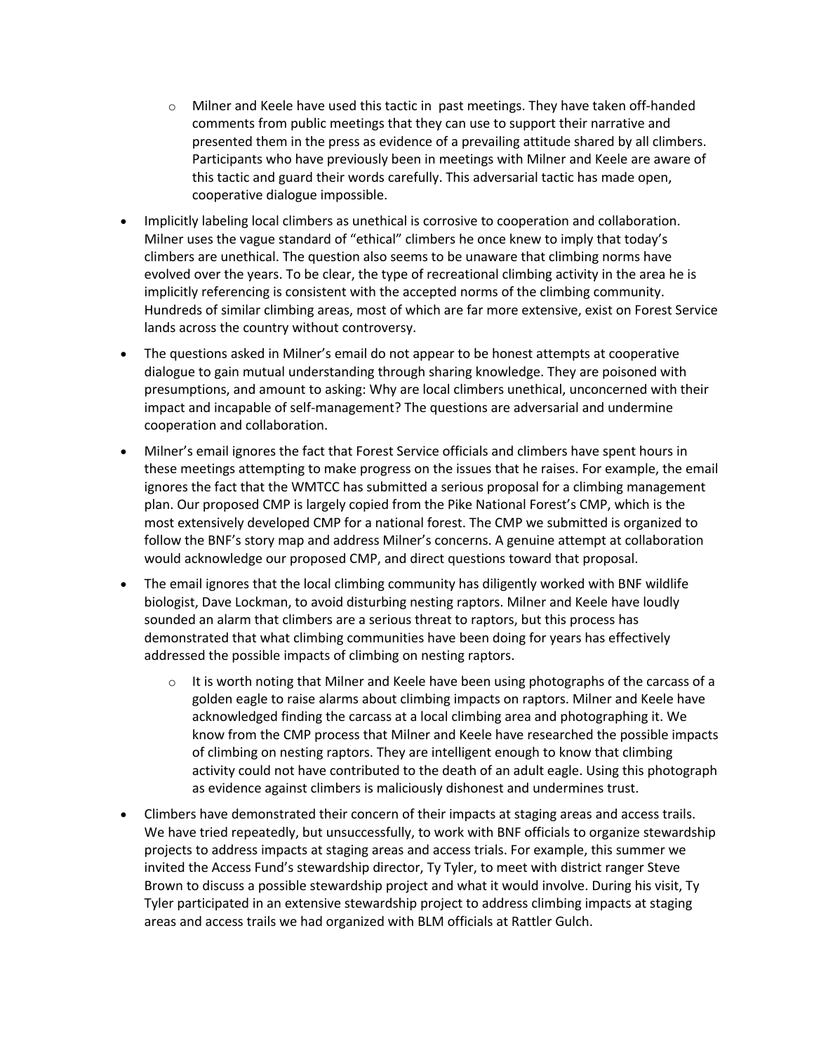- Milner and Keele have used this tactic in  past meetings. They have taken off-handed comments from public meetings that they can use to support their narrative and presented them in the press as evidence of a prevailing attitude shared by all climbers. Participants who have previously been in meetings with Milner and Keele are aware of this tactic and guard their words carefully. This adversarial tactic has made open, cooperative dialogue impossible.

- Implicitly labeling local climbers as unethical is corrosive to cooperation and collaboration. Milner uses the vague standard of "ethical" climbers he once knew to imply that today's climbers are unethical. The question also seems to be unaware that climbing norms have evolved over the years. To be clear, the type of recreational climbing activity in the area he is implicitly referencing is consistent with the accepted norms of the climbing community. Hundreds of similar climbing areas, most of which are far more extensive, exist on Forest Service lands across the country without controversy.

- The questions asked in Milner's email do not appear to be honest attempts at cooperative dialogue to gain mutual understanding through sharing knowledge. They are poisoned with presumptions, and amount to asking: Why are local climbers unethical, unconcerned with their impact and incapable of self-management? The questions are adversarial and undermine cooperation and collaboration.

- Milner's email ignores the fact that Forest Service officials and climbers have spent hours in these meetings attempting to make progress on the issues that he raises. For example, the email ignores the fact that the WMTCC has submitted a serious proposal for a climbing management plan. Our proposed CMP is largely copied from the Pike National Forest's CMP, which is the most extensively developed CMP for a national forest. The CMP we submitted is organized to follow the BNF's story map and address Milner's concerns. A genuine attempt at collaboration would acknowledge our proposed CMP, and direct questions toward that proposal.

- The email ignores that the local climbing community has diligently worked with BNF wildlife biologist, Dave Lockman, to avoid disturbing nesting raptors. Milner and Keele have loudly sounded an alarm that climbers are a serious threat to raptors, but this process has demonstrated that what climbing communities have been doing for years has effectively addressed the possible impacts of climbing on nesting raptors.

    - It is worth noting that Milner and Keele have been using photographs of the carcass of a golden eagle to raise alarms about climbing impacts on raptors. Milner and Keele have acknowledged finding the carcass at a local climbing area and photographing it. We know from the CMP process that Milner and Keele have researched the possible impacts of climbing on nesting raptors. They are intelligent enough to know that climbing activity could not have contributed to the death of an adult eagle. Using this photograph as evidence against climbers is maliciously dishonest and undermines trust.

- Climbers have demonstrated their concern of their impacts at staging areas and access trails. We have tried repeatedly, but unsuccessfully, to work with BNF officials to organize stewardship projects to address impacts at staging areas and access trials. For example, this summer we invited the Access Fund's stewardship director, Ty Tyler, to meet with district ranger Steve Brown to discuss a possible stewardship project and what it would involve. During his visit, Ty Tyler participated in an extensive stewardship project to address climbing impacts at staging areas and access trails we had organized with BLM officials at Rattler Gulch.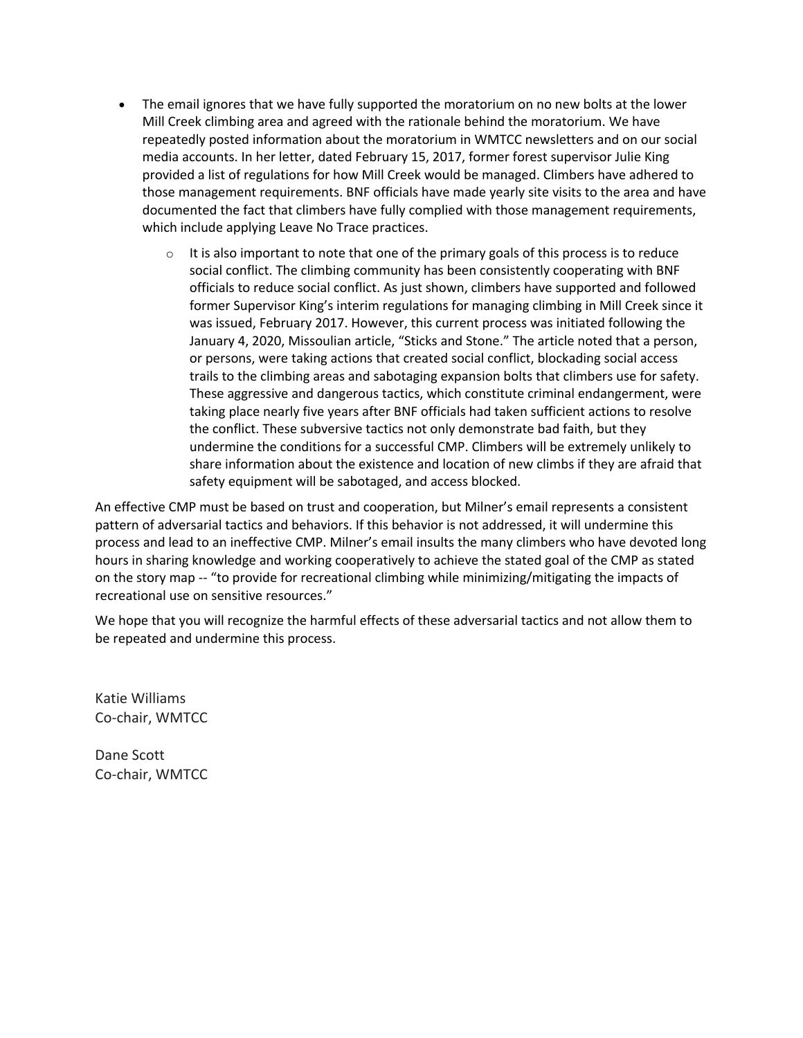- The email ignores that we have fully supported the moratorium on no new bolts at the lower Mill Creek climbing area and agreed with the rationale behind the moratorium. We have repeatedly posted information about the moratorium in WMTCC newsletters and on our social media accounts. In her letter, dated February 15, 2017, former forest supervisor Julie King provided a list of regulations for how Mill Creek would be managed. Climbers have adhered to those management requirements. BNF officials have made yearly site visits to the area and have documented the fact that climbers have fully complied with those management requirements, which include applying Leave No Trace practices.
  - It is also important to note that one of the primary goals of this process is to reduce social conflict. The climbing community has been consistently cooperating with BNF officials to reduce social conflict. As just shown, climbers have supported and followed former Supervisor King's interim regulations for managing climbing in Mill Creek since it was issued, February 2017. However, this current process was initiated following the January 4, 2020, Missoulian article, "Sticks and Stone." The article noted that a person, or persons, were taking actions that created social conflict, blockading social access trails to the climbing areas and sabotaging expansion bolts that climbers use for safety. These aggressive and dangerous tactics, which constitute criminal endangerment, were taking place nearly five years after BNF officials had taken sufficient actions to resolve the conflict. These subversive tactics not only demonstrate bad faith, but they undermine the conditions for a successful CMP. Climbers will be extremely unlikely to share information about the existence and location of new climbs if they are afraid that safety equipment will be sabotaged, and access blocked.

An effective CMP must be based on trust and cooperation, but Milner's email represents a consistent pattern of adversarial tactics and behaviors. If this behavior is not addressed, it will undermine this process and lead to an ineffective CMP. Milner's email insults the many climbers who have devoted long hours in sharing knowledge and working cooperatively to achieve the stated goal of the CMP as stated on the story map -- "to provide for recreational climbing while minimizing/mitigating the impacts of recreational use on sensitive resources."

We hope that you will recognize the harmful effects of these adversarial tactics and not allow them to be repeated and undermine this process.

Katie Williams
Co-chair, WMTCC

Dane Scott
Co-chair, WMTCC